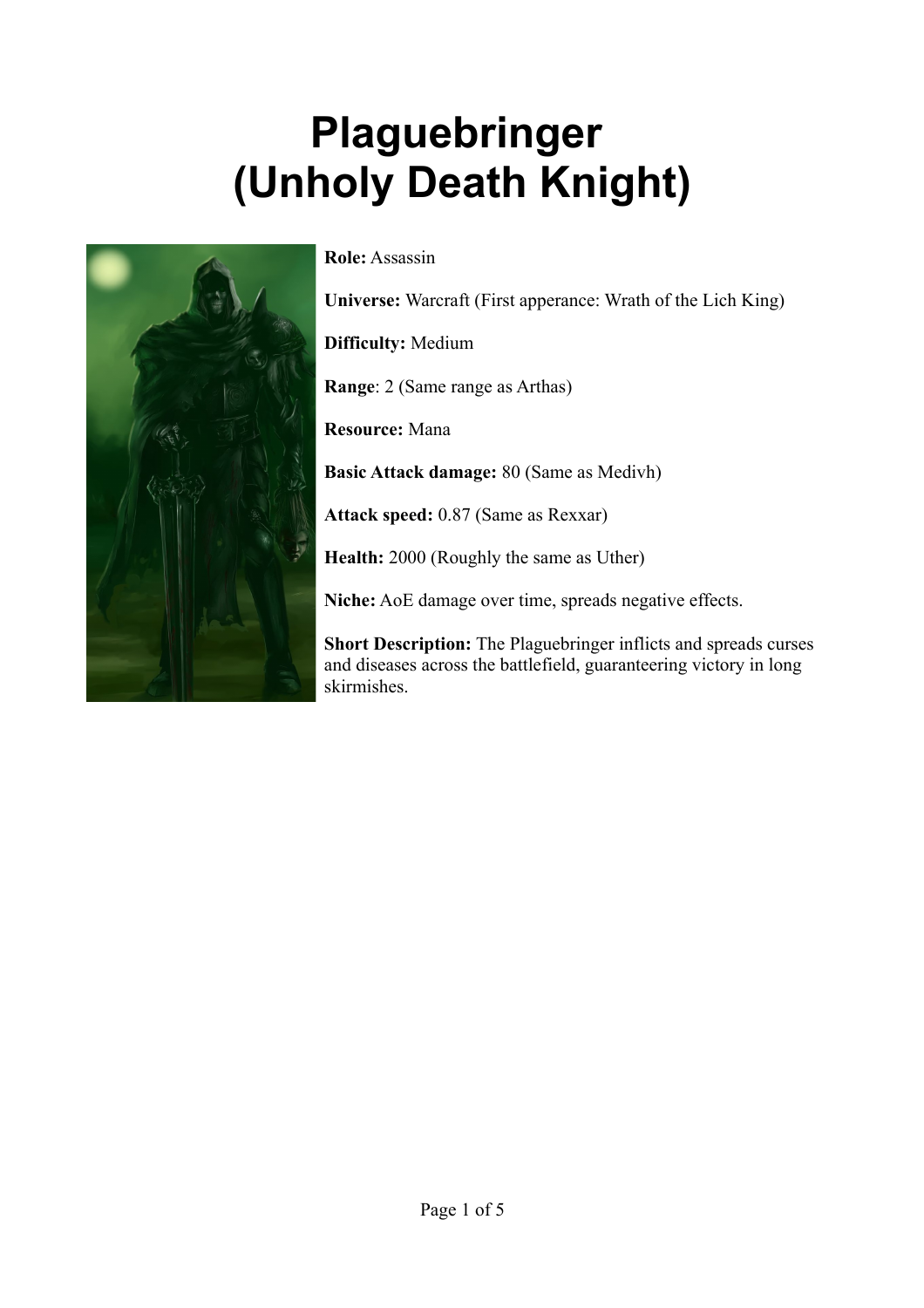# Plaguebringer
# (Unholy Death Knight)

**Role:** Assassin

**Universe:** Warcraft (First apperance: Wrath of the Lich King)

**Difficulty:** Medium

**Range**: 2 (Same range as Arthas)

**Resource:** Mana

**Basic Attack damage:** 80 (Same as Medivh)

**Attack speed:** 0.87 (Same as Rexxar)

**Health:** 2000 (Roughly the same as Uther)

**Niche:** AoE damage over time, spreads negative effects.

**Short Description:** The Plaguebringer inflicts and spreads curses and diseases across the battlefield, guaranteeing victory in long skirmishes.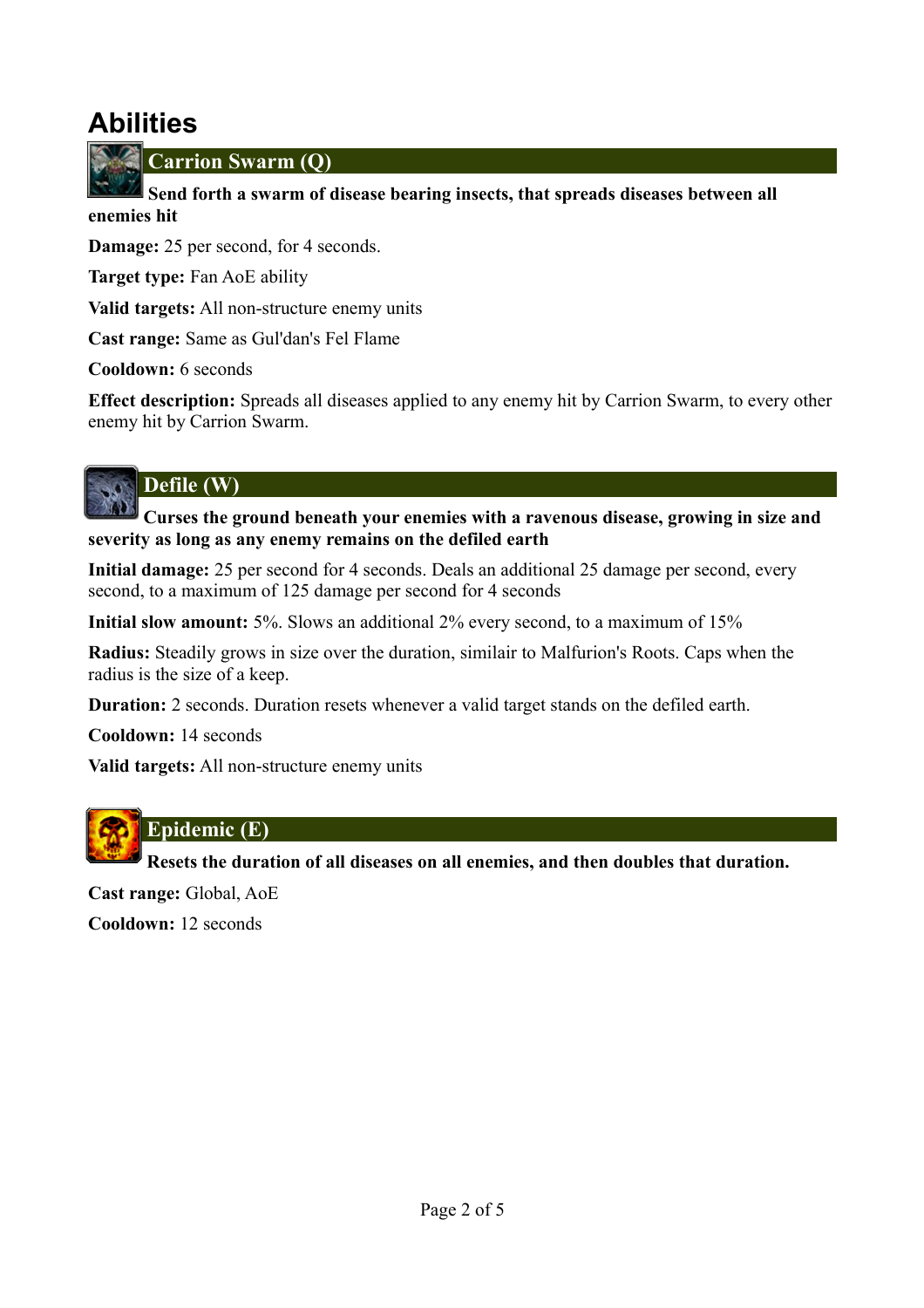# Abilities

## Carrion Swarm (Q)

**Send forth a swarm of disease bearing insects, that spreads diseases between all enemies hit**

**Damage:** 25 per second, for 4 seconds.

**Target type:** Fan AoE ability

**Valid targets:** All non-structure enemy units

**Cast range:** Same as Gul'dan's Fel Flame

**Cooldown:** 6 seconds

**Effect description:** Spreads all diseases applied to any enemy hit by Carrion Swarm, to every other enemy hit by Carrion Swarm.

## Defile (W)

**Curses the ground beneath your enemies with a ravenous disease, growing in size and severity as long as any enemy remains on the defiled earth**

**Initial damage:** 25 per second for 4 seconds. Deals an additional 25 damage per second, every second, to a maximum of 125 damage per second for 4 seconds

**Initial slow amount:** 5%. Slows an additional 2% every second, to a maximum of 15%

**Radius:** Steadily grows in size over the duration, similair to Malfurion's Roots. Caps when the radius is the size of a keep.

**Duration:** 2 seconds. Duration resets whenever a valid target stands on the defiled earth.

**Cooldown:** 14 seconds

**Valid targets:** All non-structure enemy units

## Epidemic (E)

**Resets the duration of all diseases on all enemies, and then doubles that duration.**

**Cast range:** Global, AoE

**Cooldown:** 12 seconds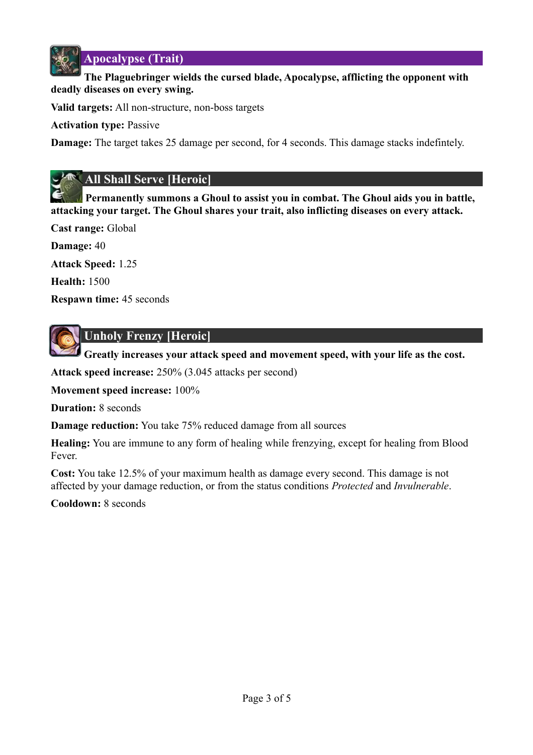## Apocalypse (Trait)

**The Plaguebringer wields the cursed blade, Apocalypse, afflicting the opponent with deadly diseases on every swing.**

**Valid targets:** All non-structure, non-boss targets

**Activation type:** Passive

**Damage:** The target takes 25 damage per second, for 4 seconds. This damage stacks indefintely.

## All Shall Serve [Heroic]

**Permanently summons a Ghoul to assist you in combat. The Ghoul aids you in battle, attacking your target. The Ghoul shares your trait, also inflicting diseases on every attack.**

**Cast range:** Global

**Damage:** 40

**Attack Speed:** 1.25

**Health:** 1500

**Respawn time:** 45 seconds

## Unholy Frenzy [Heroic]

**Greatly increases your attack speed and movement speed, with your life as the cost.**

**Attack speed increase:** 250% (3.045 attacks per second)

**Movement speed increase:** 100%

**Duration:** 8 seconds

**Damage reduction:** You take 75% reduced damage from all sources

**Healing:** You are immune to any form of healing while frenzying, except for healing from Blood Fever.

**Cost:** You take 12.5% of your maximum health as damage every second. This damage is not affected by your damage reduction, or from the status conditions *Protected* and *Invulnerable*.

**Cooldown:** 8 seconds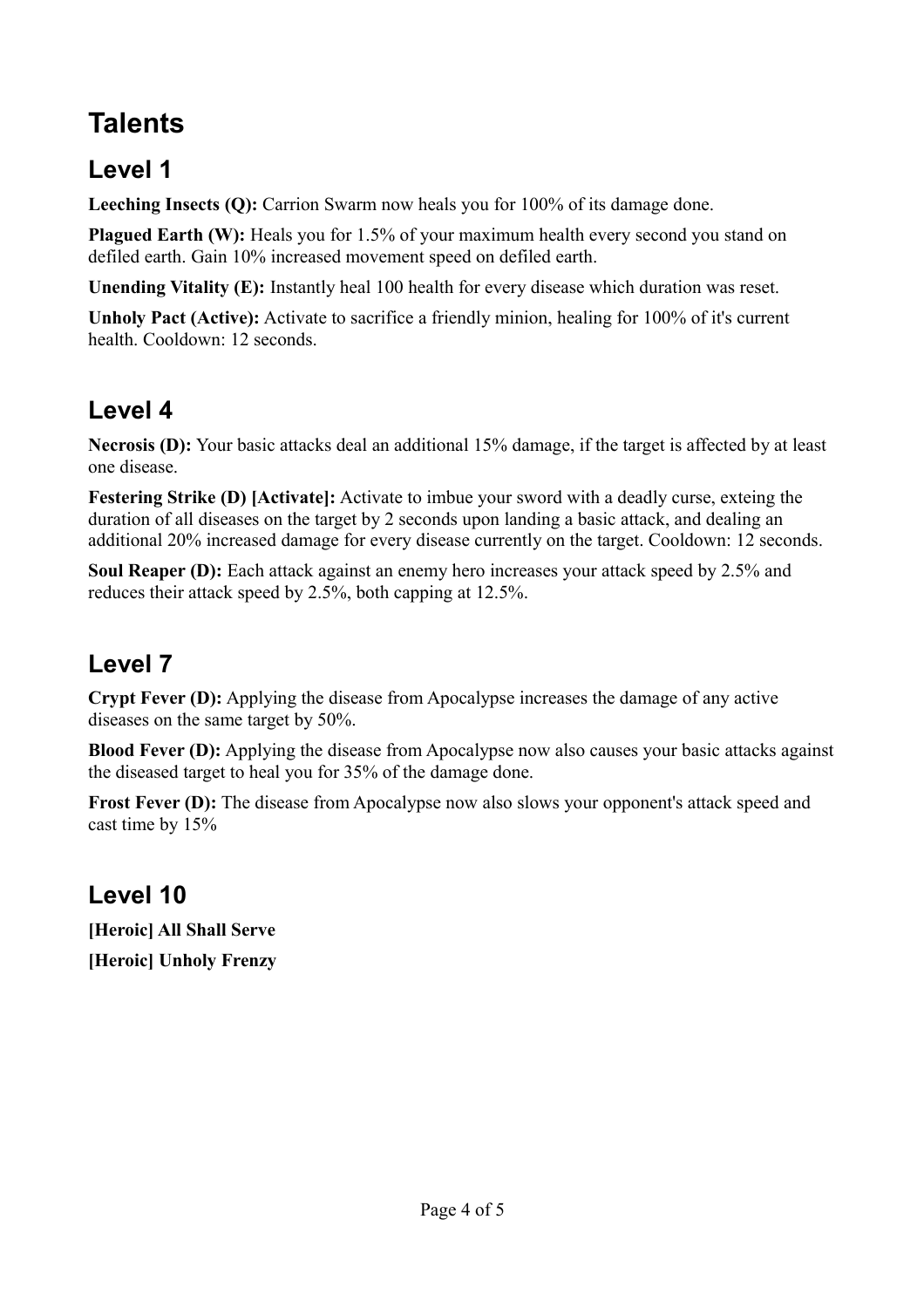# Talents

## Level 1

**Leeching Insects (Q):** Carrion Swarm now heals you for 100% of its damage done.

**Plagued Earth (W):** Heals you for 1.5% of your maximum health every second you stand on defiled earth. Gain 10% increased movement speed on defiled earth.

**Unending Vitality (E):** Instantly heal 100 health for every disease which duration was reset.

**Unholy Pact (Active):** Activate to sacrifice a friendly minion, healing for 100% of it's current health. Cooldown: 12 seconds.

## Level 4

**Necrosis (D):** Your basic attacks deal an additional 15% damage, if the target is affected by at least one disease.

**Festering Strike (D) [Activate]:** Activate to imbue your sword with a deadly curse, exteing the duration of all diseases on the target by 2 seconds upon landing a basic attack, and dealing an additional 20% increased damage for every disease currently on the target. Cooldown: 12 seconds.

**Soul Reaper (D):** Each attack against an enemy hero increases your attack speed by 2.5% and reduces their attack speed by 2.5%, both capping at 12.5%.

## Level 7

**Crypt Fever (D):** Applying the disease from Apocalypse increases the damage of any active diseases on the same target by 50%.

**Blood Fever (D):** Applying the disease from Apocalypse now also causes your basic attacks against the diseased target to heal you for 35% of the damage done.

**Frost Fever (D):** The disease from Apocalypse now also slows your opponent's attack speed and cast time by 15%

## Level 10

**[Heroic] All Shall Serve**

**[Heroic] Unholy Frenzy**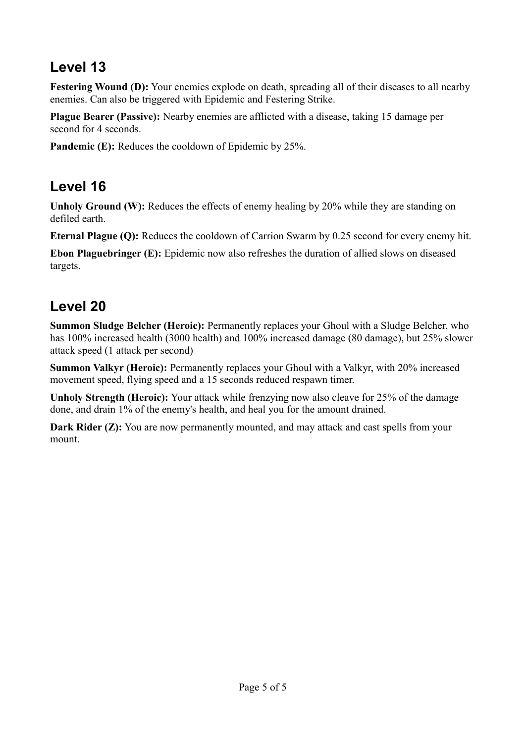## Level 13

**Festering Wound (D):** Your enemies explode on death, spreading all of their diseases to all nearby enemies. Can also be triggered with Epidemic and Festering Strike.

**Plague Bearer (Passive):** Nearby enemies are afflicted with a disease, taking 15 damage per second for 4 seconds.

**Pandemic (E):** Reduces the cooldown of Epidemic by 25%.

## Level 16

**Unholy Ground (W):** Reduces the effects of enemy healing by 20% while they are standing on defiled earth.

**Eternal Plague (Q):** Reduces the cooldown of Carrion Swarm by 0.25 second for every enemy hit.

**Ebon Plaguebringer (E):** Epidemic now also refreshes the duration of allied slows on diseased targets.

## Level 20

**Summon Sludge Belcher (Heroic):** Permanently replaces your Ghoul with a Sludge Belcher, who has 100% increased health (3000 health) and 100% increased damage (80 damage), but 25% slower attack speed (1 attack per second)

**Summon Valkyr (Heroic):** Permanently replaces your Ghoul with a Valkyr, with 20% increased movement speed, flying speed and a 15 seconds reduced respawn timer.

**Unholy Strength (Heroic):** Your attack while frenzying now also cleave for 25% of the damage done, and drain 1% of the enemy's health, and heal you for the amount drained.

**Dark Rider (Z):** You are now permanently mounted, and may attack and cast spells from your mount.